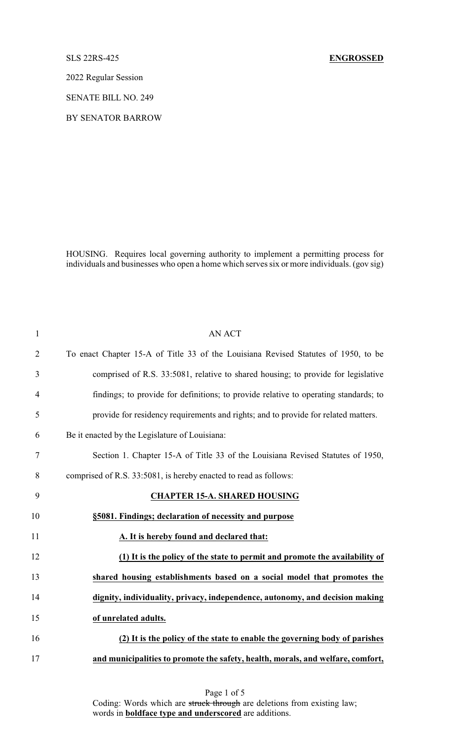SLS 22RS-425 **ENGROSSED**

2022 Regular Session

SENATE BILL NO. 249

BY SENATOR BARROW

HOUSING. Requires local governing authority to implement a permitting process for individuals and businesses who open a home which serves six or more individuals. (gov sig)

AN ACT

To enact Chapter 15-A of Title 33 of the Louisiana Revised Statutes of 1950, to be comprised of R.S. 33:5081, relative to shared housing; to provide for legislative findings; to provide for definitions; to provide relative to operating standards; to provide for residency requirements and rights; and to provide for related matters.

Be it enacted by the Legislature of Louisiana:

Section 1. Chapter 15-A of Title 33 of the Louisiana Revised Statutes of 1950, comprised of R.S. 33:5081, is hereby enacted to read as follows:

**CHAPTER 15-A. SHARED HOUSING**

**§5081. Findings; declaration of necessity and purpose**

**A. It is hereby found and declared that:**

**(1) It is the policy of the state to permit and promote the availability of shared housing establishments based on a social model that promotes the dignity, individuality, privacy, independence, autonomy, and decision making of unrelated adults.**

**(2) It is the policy of the state to enable the governing body of parishes and municipalities to promote the safety, health, morals, and welfare, comfort,**

Coding: Words which are ~~struck through~~ are deletions from existing law; words in **boldface type and underscored** are additions.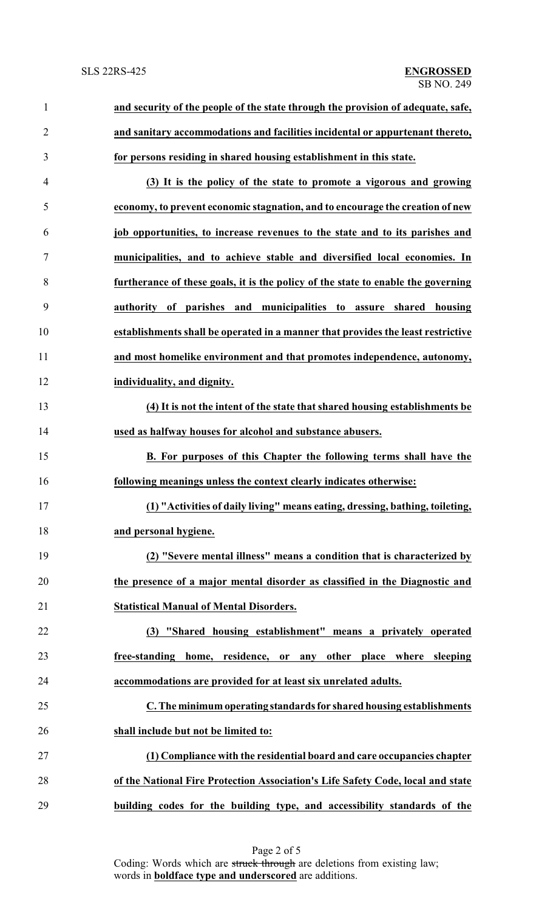**and security of the people of the state through the provision of adequate, safe, and sanitary accommodations and facilities incidental or appurtenant thereto, for persons residing in shared housing establishment in this state.**

**(3) It is the policy of the state to promote a vigorous and growing economy, to prevent economic stagnation, and to encourage the creation of new job opportunities, to increase revenues to the state and to its parishes and municipalities, and to achieve stable and diversified local economies. In furtherance of these goals, it is the policy of the state to enable the governing authority of parishes and municipalities to assure shared housing establishments shall be operated in a manner that provides the least restrictive and most homelike environment and that promotes independence, autonomy, individuality, and dignity.**

**(4) It is not the intent of the state that shared housing establishments be used as halfway houses for alcohol and substance abusers.**

**B. For purposes of this Chapter the following terms shall have the following meanings unless the context clearly indicates otherwise:**

**(1) "Activities of daily living" means eating, dressing, bathing, toileting, and personal hygiene.**

**(2) "Severe mental illness" means a condition that is characterized by the presence of a major mental disorder as classified in the Diagnostic and Statistical Manual of Mental Disorders.**

**(3) "Shared housing establishment" means a privately operated free-standing home, residence, or any other place where sleeping accommodations are provided for at least six unrelated adults.**

**C. The minimum operating standards for shared housing establishments shall include but not be limited to:**

**(1) Compliance with the residential board and care occupancies chapter of the National Fire Protection Association's Life Safety Code, local and state building codes for the building type, and accessibility standards of the**

Coding: Words which are ~~struck through~~ are deletions from existing law; words in **boldface type and underscored** are additions.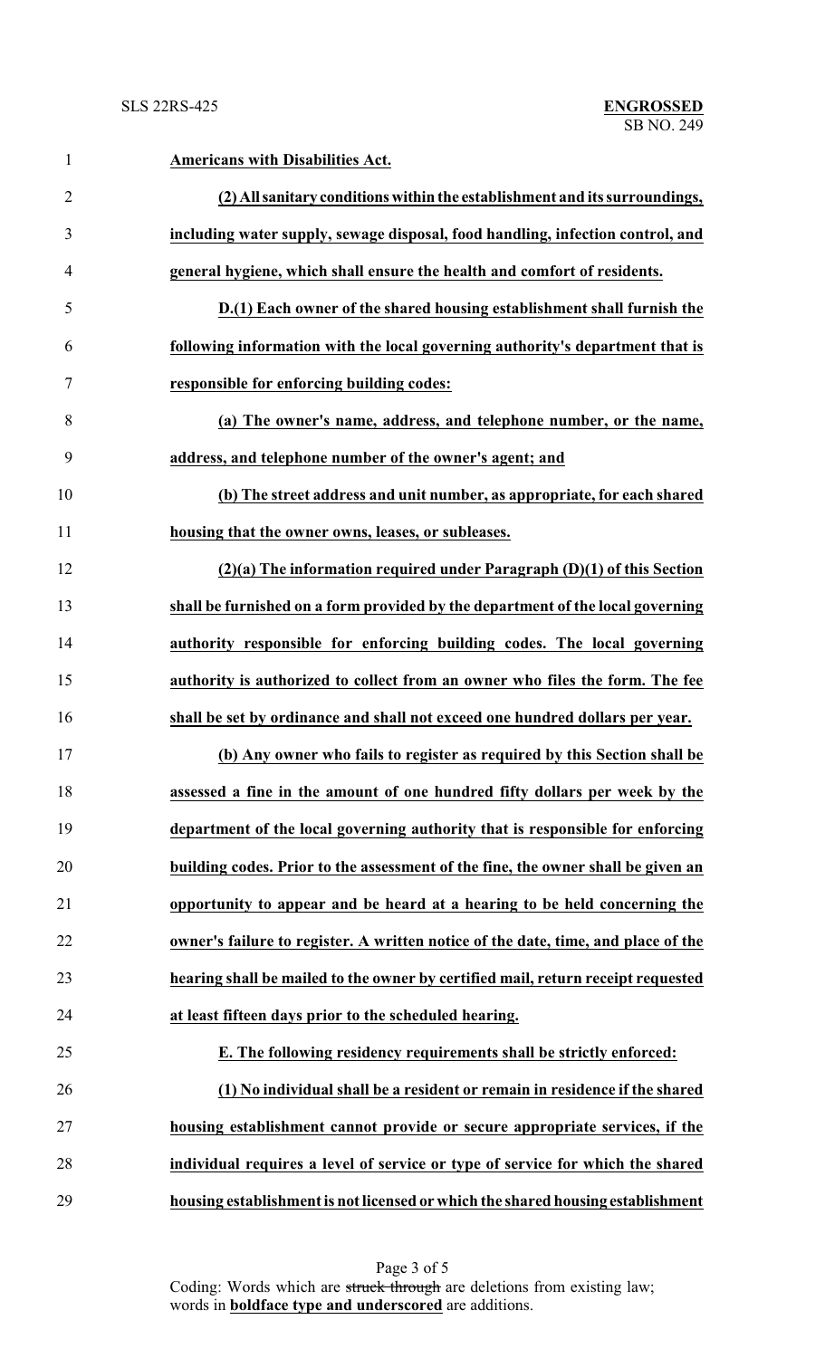**Americans with Disabilities Act.**

**(2) All sanitary conditions within the establishment and its surroundings, including water supply, sewage disposal, food handling, infection control, and general hygiene, which shall ensure the health and comfort of residents.**

**D.(1) Each owner of the shared housing establishment shall furnish the following information with the local governing authority's department that is responsible for enforcing building codes:**

**(a) The owner's name, address, and telephone number, or the name, address, and telephone number of the owner's agent; and**

**(b) The street address and unit number, as appropriate, for each shared housing that the owner owns, leases, or subleases.**

**(2)(a) The information required under Paragraph (D)(1) of this Section shall be furnished on a form provided by the department of the local governing authority responsible for enforcing building codes. The local governing authority is authorized to collect from an owner who files the form. The fee shall be set by ordinance and shall not exceed one hundred dollars per year.**

**(b) Any owner who fails to register as required by this Section shall be assessed a fine in the amount of one hundred fifty dollars per week by the department of the local governing authority that is responsible for enforcing building codes. Prior to the assessment of the fine, the owner shall be given an opportunity to appear and be heard at a hearing to be held concerning the owner's failure to register. A written notice of the date, time, and place of the hearing shall be mailed to the owner by certified mail, return receipt requested at least fifteen days prior to the scheduled hearing.**

**E. The following residency requirements shall be strictly enforced:**

**(1) No individual shall be a resident or remain in residence if the shared housing establishment cannot provide or secure appropriate services, if the individual requires a level of service or type of service for which the shared housing establishment is not licensed or which the shared housing establishment**

Coding: Words which are ~~struck through~~ are deletions from existing law; words in **boldface type and underscored** are additions.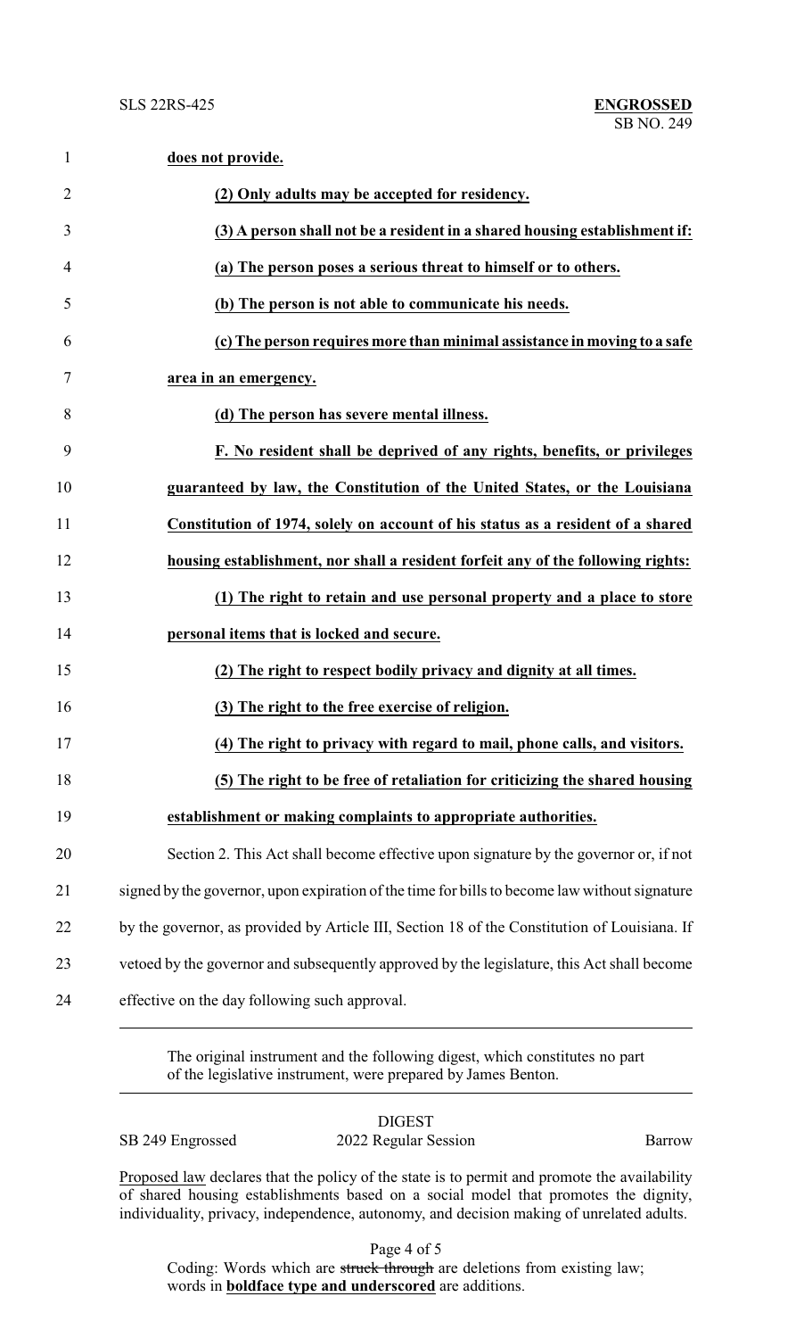**does not provide.**

**(2) Only adults may be accepted for residency.**

**(3) A person shall not be a resident in a shared housing establishment if:**

**(a) The person poses a serious threat to himself or to others.**

**(b) The person is not able to communicate his needs.**

**(c) The person requires more than minimal assistance in moving to a safe area in an emergency.**

**(d) The person has severe mental illness.**

**F. No resident shall be deprived of any rights, benefits, or privileges guaranteed by law, the Constitution of the United States, or the Louisiana Constitution of 1974, solely on account of his status as a resident of a shared housing establishment, nor shall a resident forfeit any of the following rights:**

**(1) The right to retain and use personal property and a place to store personal items that is locked and secure.**

**(2) The right to respect bodily privacy and dignity at all times.**

**(3) The right to the free exercise of religion.**

**(4) The right to privacy with regard to mail, phone calls, and visitors.**

**(5) The right to be free of retaliation for criticizing the shared housing establishment or making complaints to appropriate authorities.**

Section 2. This Act shall become effective upon signature by the governor or, if not signed by the governor, upon expiration of the time for bills to become law without signature by the governor, as provided by Article III, Section 18 of the Constitution of Louisiana. If vetoed by the governor and subsequently approved by the legislature, this Act shall become effective on the day following such approval.

---

The original instrument and the following digest, which constitutes no part of the legislative instrument, were prepared by James Benton.

---

DIGEST

SB 249 Engrossed — 2022 Regular Session — Barrow

Proposed law declares that the policy of the state is to permit and promote the availability of shared housing establishments based on a social model that promotes the dignity, individuality, privacy, independence, autonomy, and decision making of unrelated adults.

Coding: Words which are ~~struck through~~ are deletions from existing law; words in **boldface type and underscored** are additions.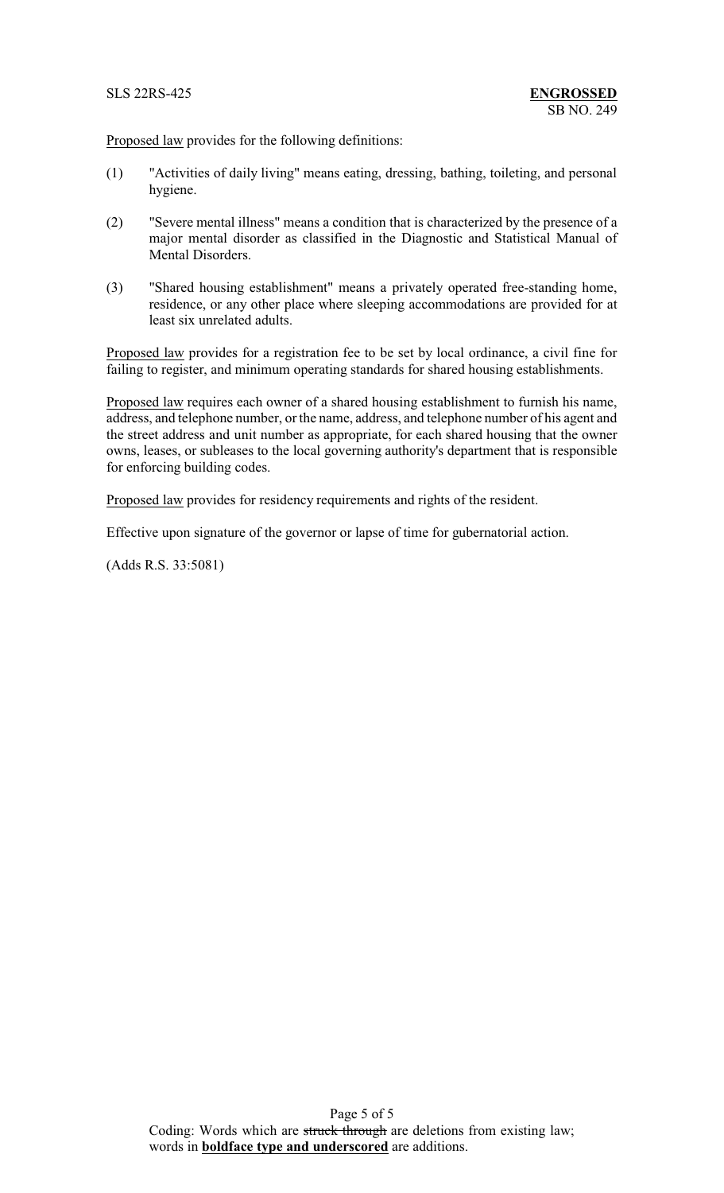Proposed law provides for the following definitions:

(1) "Activities of daily living" means eating, dressing, bathing, toileting, and personal hygiene.

(2) "Severe mental illness" means a condition that is characterized by the presence of a major mental disorder as classified in the Diagnostic and Statistical Manual of Mental Disorders.

(3) "Shared housing establishment" means a privately operated free-standing home, residence, or any other place where sleeping accommodations are provided for at least six unrelated adults.

Proposed law provides for a registration fee to be set by local ordinance, a civil fine for failing to register, and minimum operating standards for shared housing establishments.

Proposed law requires each owner of a shared housing establishment to furnish his name, address, and telephone number, or the name, address, and telephone number of his agent and the street address and unit number as appropriate, for each shared housing that the owner owns, leases, or subleases to the local governing authority's department that is responsible for enforcing building codes.

Proposed law provides for residency requirements and rights of the resident.

Effective upon signature of the governor or lapse of time for gubernatorial action.

(Adds R.S. 33:5081)